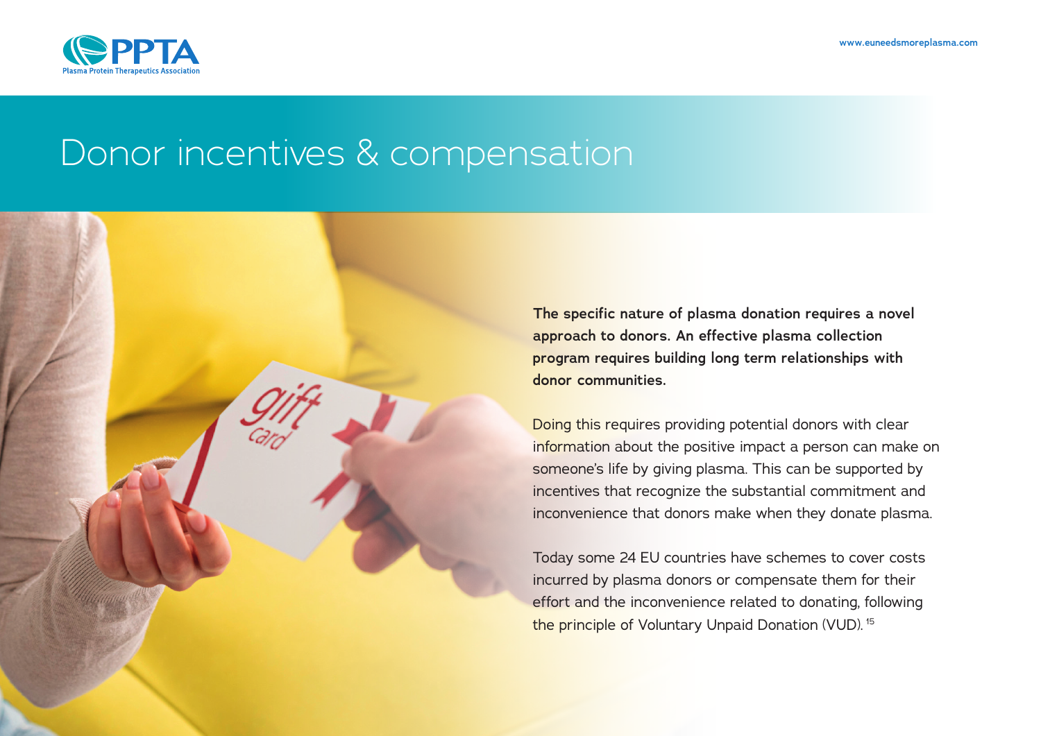# Donor incentives & compensation

**The specific nature of plasma donation requires a novel approach to donors. An effective plasma collection program requires building long term relationships with donor communities.**

Doing this requires providing potential donors with clear information about the positive impact a person can make on someone's life by giving plasma. This can be supported by incentives that recognize the substantial commitment and inconvenience that donors make when they donate plasma.

Today some 24 EU countries have schemes to cover costs incurred by plasma donors or compensate them for their effort and the inconvenience related to donating, following the principle of Voluntary Unpaid Donation (VUD).[15]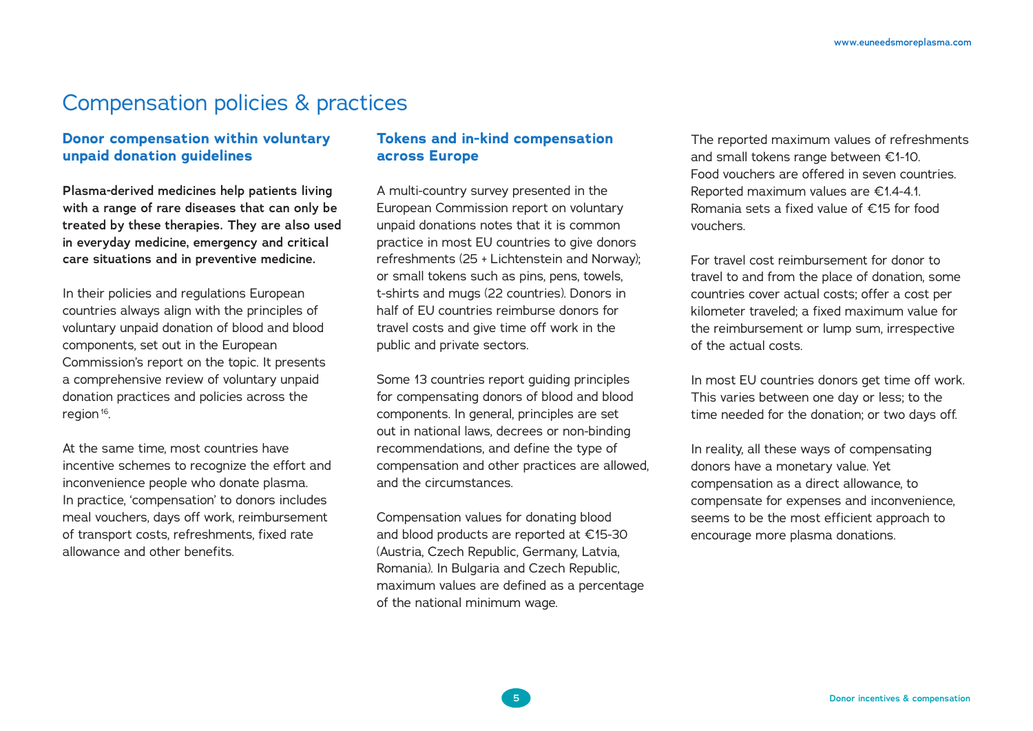# Compensation policies & practices

### Donor compensation within voluntary unpaid donation guidelines

**Plasma-derived medicines help patients living with a range of rare diseases that can only be treated by these therapies. They are also used in everyday medicine, emergency and critical care situations and in preventive medicine.**

In their policies and regulations European countries always align with the principles of voluntary unpaid donation of blood and blood components, set out in the European Commission's report on the topic. It presents a comprehensive review of voluntary unpaid donation practices and policies across the region[16].

At the same time, most countries have incentive schemes to recognize the effort and inconvenience people who donate plasma. In practice, 'compensation' to donors includes meal vouchers, days off work, reimbursement of transport costs, refreshments, fixed rate allowance and other benefits.

### Tokens and in-kind compensation across Europe

A multi-country survey presented in the European Commission report on voluntary unpaid donations notes that it is common practice in most EU countries to give donors refreshments (25 + Lichtenstein and Norway); or small tokens such as pins, pens, towels, t-shirts and mugs (22 countries). Donors in half of EU countries reimburse donors for travel costs and give time off work in the public and private sectors.

Some 13 countries report guiding principles for compensating donors of blood and blood components. In general, principles are set out in national laws, decrees or non-binding recommendations, and define the type of compensation and other practices are allowed, and the circumstances.

Compensation values for donating blood and blood products are reported at €15-30 (Austria, Czech Republic, Germany, Latvia, Romania). In Bulgaria and Czech Republic, maximum values are defined as a percentage of the national minimum wage.

The reported maximum values of refreshments and small tokens range between €1-10. Food vouchers are offered in seven countries. Reported maximum values are €1.4-4.1. Romania sets a fixed value of €15 for food vouchers.

For travel cost reimbursement for donor to travel to and from the place of donation, some countries cover actual costs; offer a cost per kilometer traveled; a fixed maximum value for the reimbursement or lump sum, irrespective of the actual costs.

In most EU countries donors get time off work. This varies between one day or less; to the time needed for the donation; or two days off.

In reality, all these ways of compensating donors have a monetary value. Yet compensation as a direct allowance, to compensate for expenses and inconvenience, seems to be the most efficient approach to encourage more plasma donations.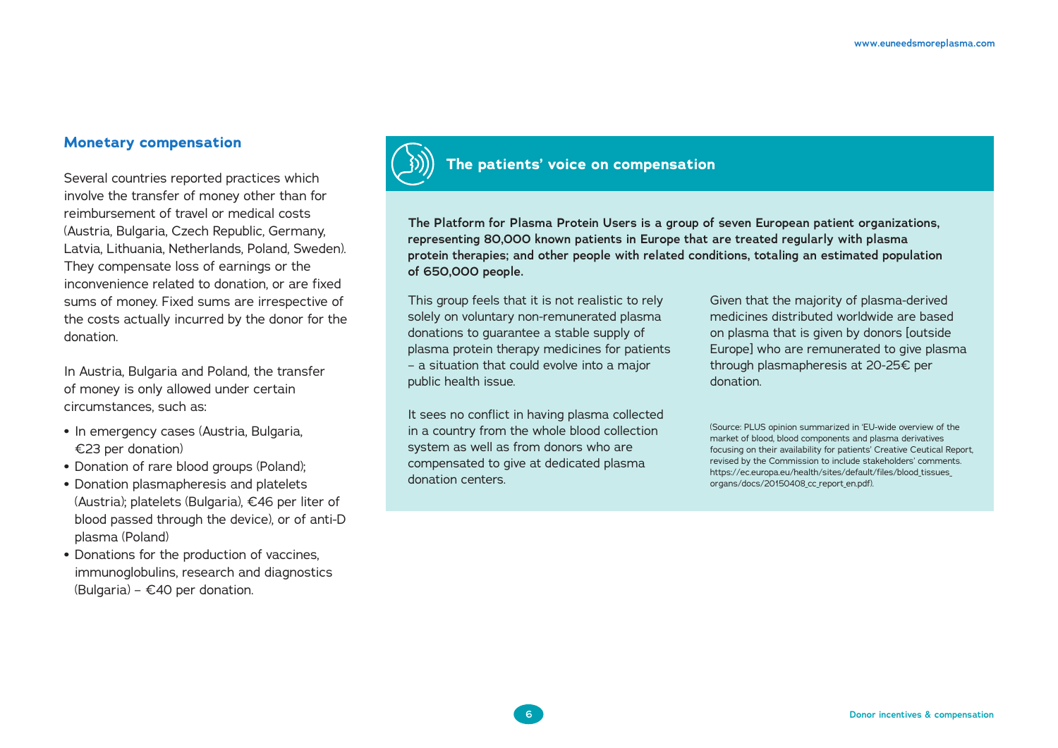## Monetary compensation

Several countries reported practices which involve the transfer of money other than for reimbursement of travel or medical costs (Austria, Bulgaria, Czech Republic, Germany, Latvia, Lithuania, Netherlands, Poland, Sweden). They compensate loss of earnings or the inconvenience related to donation, or are fixed sums of money. Fixed sums are irrespective of the costs actually incurred by the donor for the donation.

In Austria, Bulgaria and Poland, the transfer of money is only allowed under certain circumstances, such as:

- In emergency cases (Austria, Bulgaria, €23 per donation)
- Donation of rare blood groups (Poland);
- Donation plasmapheresis and platelets (Austria); platelets (Bulgaria), €46 per liter of blood passed through the device), or of anti-D plasma (Poland)
- Donations for the production of vaccines, immunoglobulins, research and diagnostics (Bulgaria) – €40 per donation.

### The patients' voice on compensation

**The Platform for Plasma Protein Users is a group of seven European patient organizations, representing 80,000 known patients in Europe that are treated regularly with plasma protein therapies; and other people with related conditions, totaling an estimated population of 650,000 people.**

This group feels that it is not realistic to rely solely on voluntary non-remunerated plasma donations to guarantee a stable supply of plasma protein therapy medicines for patients – a situation that could evolve into a major public health issue.

It sees no conflict in having plasma collected in a country from the whole blood collection system as well as from donors who are compensated to give at dedicated plasma donation centers.

Given that the majority of plasma-derived medicines distributed worldwide are based on plasma that is given by donors [outside Europe] who are remunerated to give plasma through plasmapheresis at 20-25€ per donation.

(Source: PLUS opinion summarized in 'EU-wide overview of the market of blood, blood components and plasma derivatives focusing on their availability for patients' Creative Ceutical Report, revised by the Commission to include stakeholders' comments. https://ec.europa.eu/health/sites/default/files/blood_tissues_organs/docs/20150408_cc_report_en.pdf).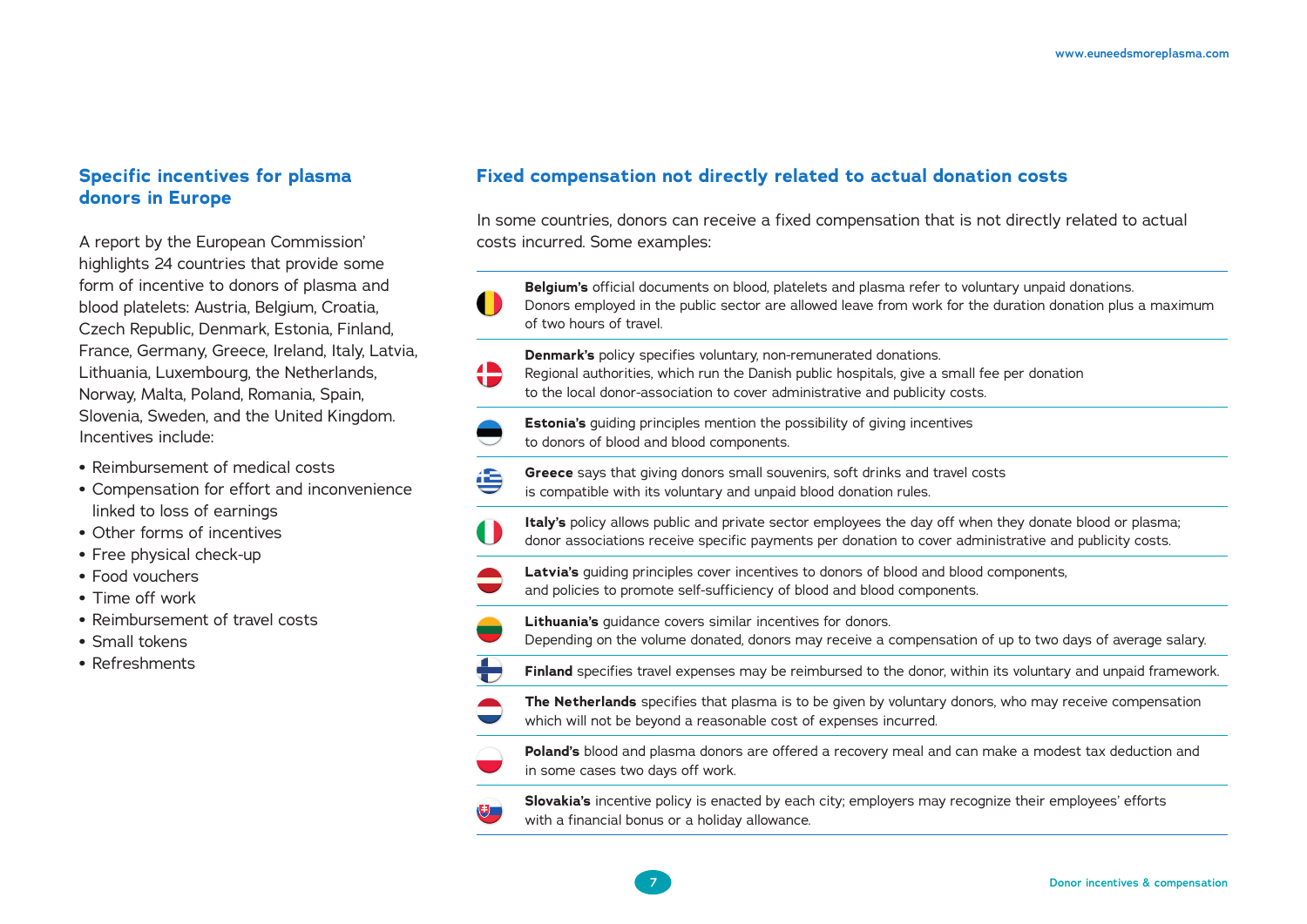## Specific incentives for plasma donors in Europe

A report by the European Commission' highlights 24 countries that provide some form of incentive to donors of plasma and blood platelets: Austria, Belgium, Croatia, Czech Republic, Denmark, Estonia, Finland, France, Germany, Greece, Ireland, Italy, Latvia, Lithuania, Luxembourg, the Netherlands, Norway, Malta, Poland, Romania, Spain, Slovenia, Sweden, and the United Kingdom. Incentives include:

- Reimbursement of medical costs
- Compensation for effort and inconvenience linked to loss of earnings
- Other forms of incentives
- Free physical check-up
- Food vouchers
- Time off work
- Reimbursement of travel costs
- Small tokens
- Refreshments

## Fixed compensation not directly related to actual donation costs

In some countries, donors can receive a fixed compensation that is not directly related to actual costs incurred. Some examples:

**Belgium's** official documents on blood, platelets and plasma refer to voluntary unpaid donations. Donors employed in the public sector are allowed leave from work for the duration donation plus a maximum of two hours of travel.

**Denmark's** policy specifies voluntary, non-remunerated donations. Regional authorities, which run the Danish public hospitals, give a small fee per donation to the local donor-association to cover administrative and publicity costs.

**Estonia's** guiding principles mention the possibility of giving incentives to donors of blood and blood components.

**Greece** says that giving donors small souvenirs, soft drinks and travel costs is compatible with its voluntary and unpaid blood donation rules.

**Italy's** policy allows public and private sector employees the day off when they donate blood or plasma; donor associations receive specific payments per donation to cover administrative and publicity costs.

**Latvia's** guiding principles cover incentives to donors of blood and blood components, and policies to promote self-sufficiency of blood and blood components.

**Lithuania's** guidance covers similar incentives for donors. Depending on the volume donated, donors may receive a compensation of up to two days of average salary.

**Finland** specifies travel expenses may be reimbursed to the donor, within its voluntary and unpaid framework.

**The Netherlands** specifies that plasma is to be given by voluntary donors, who may receive compensation which will not be beyond a reasonable cost of expenses incurred.

**Poland's** blood and plasma donors are offered a recovery meal and can make a modest tax deduction and in some cases two days off work.

**Slovakia's** incentive policy is enacted by each city; employers may recognize their employees' efforts with a financial bonus or a holiday allowance.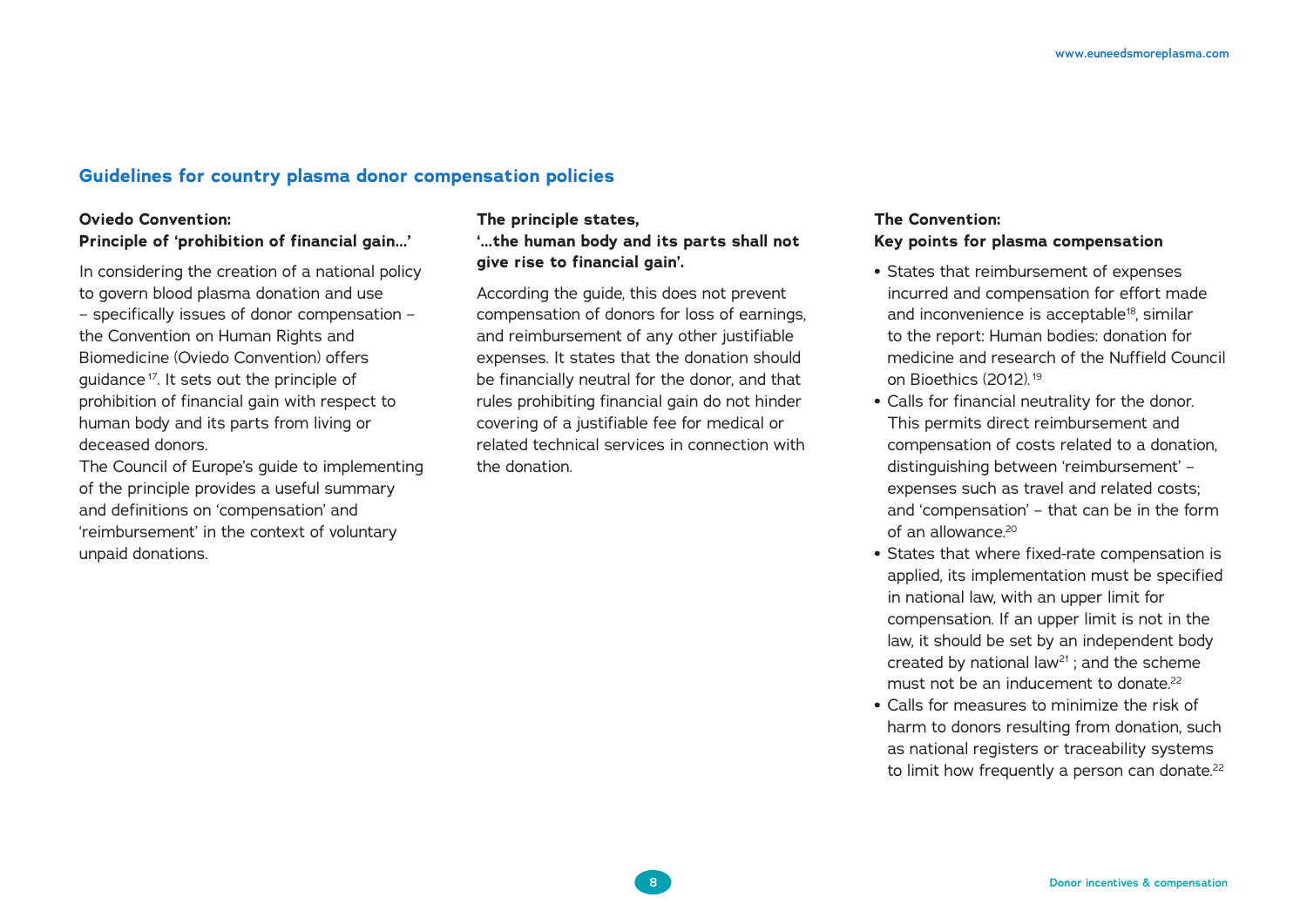## Guidelines for country plasma donor compensation policies

### Oviedo Convention: Principle of 'prohibition of financial gain…'

In considering the creation of a national policy to govern blood plasma donation and use – specifically issues of donor compensation – the Convention on Human Rights and Biomedicine (Oviedo Convention) offers guidance[17]. It sets out the principle of prohibition of financial gain with respect to human body and its parts from living or deceased donors.

The Council of Europe's guide to implementing of the principle provides a useful summary and definitions on 'compensation' and 'reimbursement' in the context of voluntary unpaid donations.

### The principle states, '…the human body and its parts shall not give rise to financial gain'.

According the guide, this does not prevent compensation of donors for loss of earnings, and reimbursement of any other justifiable expenses. It states that the donation should be financially neutral for the donor, and that rules prohibiting financial gain do not hinder covering of a justifiable fee for medical or related technical services in connection with the donation.

### The Convention: Key points for plasma compensation

- States that reimbursement of expenses incurred and compensation for effort made and inconvenience is acceptable[18], similar to the report: Human bodies: donation for medicine and research of the Nuffield Council on Bioethics (2012).[19]
- Calls for financial neutrality for the donor. This permits direct reimbursement and compensation of costs related to a donation, distinguishing between 'reimbursement' – expenses such as travel and related costs; and 'compensation' – that can be in the form of an allowance.[20]
- States that where fixed-rate compensation is applied, its implementation must be specified in national law, with an upper limit for compensation. If an upper limit is not in the law, it should be set by an independent body created by national law[21] ; and the scheme must not be an inducement to donate.[22]
- Calls for measures to minimize the risk of harm to donors resulting from donation, such as national registers or traceability systems to limit how frequently a person can donate.[22]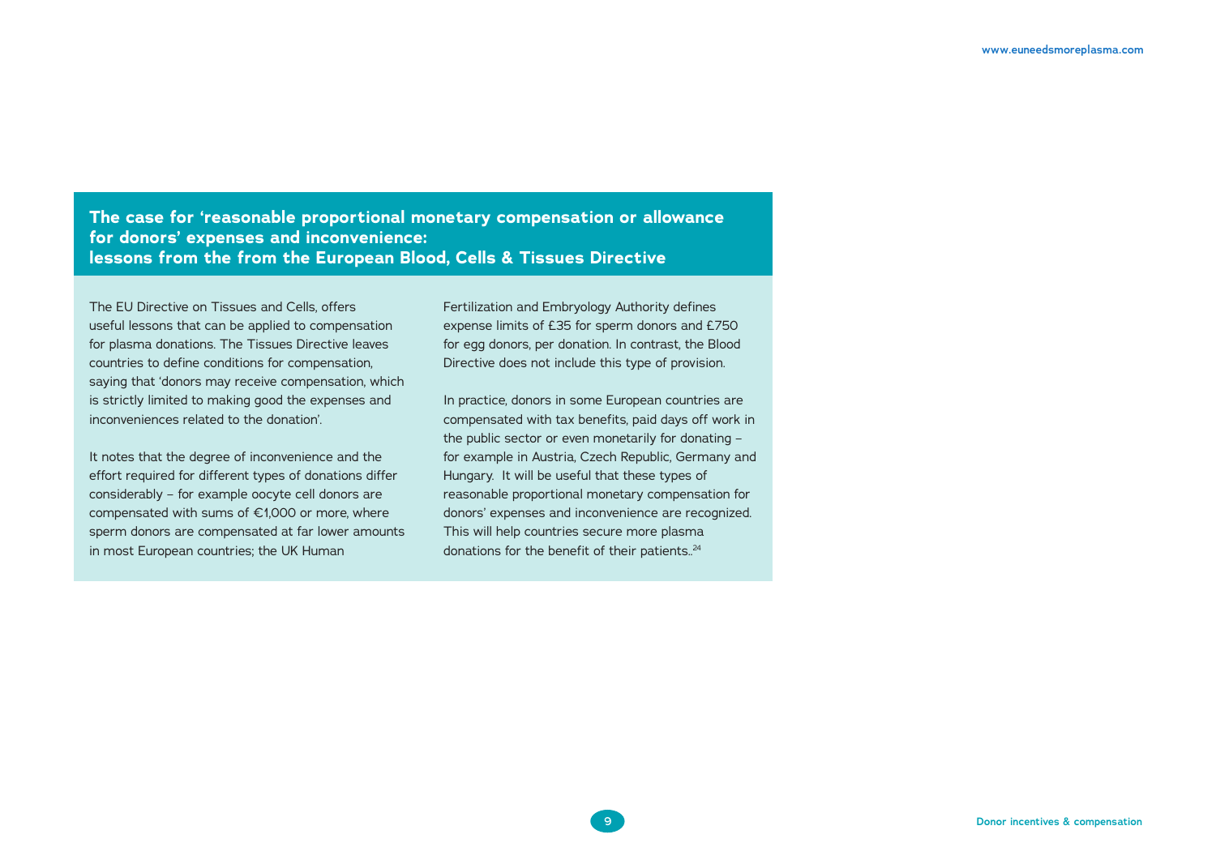## The case for 'reasonable proportional monetary compensation or allowance for donors' expenses and inconvenience: lessons from the from the European Blood, Cells & Tissues Directive

The EU Directive on Tissues and Cells, offers useful lessons that can be applied to compensation for plasma donations. The Tissues Directive leaves countries to define conditions for compensation, saying that 'donors may receive compensation, which is strictly limited to making good the expenses and inconveniences related to the donation'.

It notes that the degree of inconvenience and the effort required for different types of donations differ considerably – for example oocyte cell donors are compensated with sums of €1,000 or more, where sperm donors are compensated at far lower amounts in most European countries; the UK Human Fertilization and Embryology Authority defines expense limits of £35 for sperm donors and £750 for egg donors, per donation. In contrast, the Blood Directive does not include this type of provision.

In practice, donors in some European countries are compensated with tax benefits, paid days off work in the public sector or even monetarily for donating – for example in Austria, Czech Republic, Germany and Hungary. It will be useful that these types of reasonable proportional monetary compensation for donors' expenses and inconvenience are recognized. This will help countries secure more plasma donations for the benefit of their patients..[24]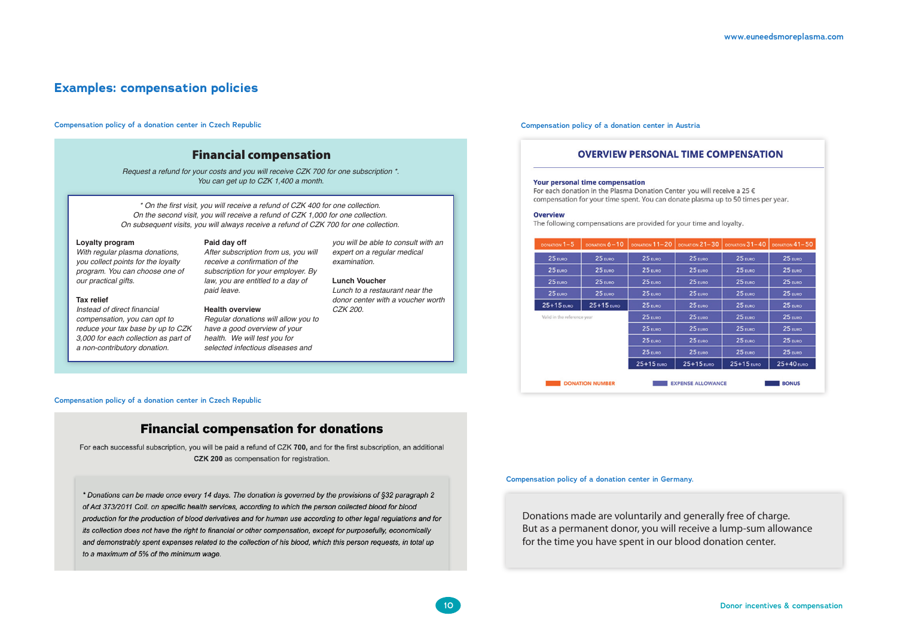## Examples: compensation policies

Compensation policy of a donation center in Czech Republic

### Financial compensation

*Request a refund for your costs and you will receive CZK 700 for one subscription \*. You can get up to CZK 1,400 a month.*

*\* On the first visit, you will receive a refund of CZK 400 for one collection. On the second visit, you will receive a refund of CZK 1,000 for one collection. On subsequent visits, you will always receive a refund of CZK 700 for one collection.*

**Loyalty program**
*With regular plasma donations, you collect points for the loyalty program. You can choose one of our practical gifts.*

**Tax relief**
*Instead of direct financial compensation, you can opt to reduce your tax base by up to CZK 3,000 for each collection as part of a non-contributory donation.*

**Paid day off**
*After subscription from us, you will receive a confirmation of the subscription for your employer. By law, you are entitled to a day of paid leave.*

**Health overview**
*Regular donations will allow you to have a good overview of your health. We will test you for selected infectious diseases and you will be able to consult with an expert on a regular medical examination.*

**Lunch Voucher**
*Lunch to a restaurant near the donor center with a voucher worth CZK 200.*

Compensation policy of a donation center in Czech Republic

### Financial compensation for donations

For each successful subscription, you will be paid a refund of CZK **700,** and for the first subscription, an additional **CZK 200** as compensation for registration.

*\* Donations can be made once every 14 days. The donation is governed by the provisions of §32 paragraph 2 of Act 373/2011 Coll. on specific health services, according to which the person collected blood for blood production for the production of blood derivatives and for human use according to other legal regulations and for its collection does not have the right to financial or other compensation, except for purposefully, economically and demonstrably spent expenses related to the collection of his blood, which this person requests, in total up to a maximum of 5% of the minimum wage.*

Compensation policy of a donation center in Austria

### OVERVIEW PERSONAL TIME COMPENSATION

**Your personal time compensation**
For each donation in the Plasma Donation Center you will receive a 25 € compensation for your time spent. You can donate plasma up to 50 times per year.

**Overview**
The following compensations are provided for your time and loyalty.

| DONATION 1–5 | DONATION 6–10 | DONATION 11–20 | DONATION 21–30 | DONATION 31–40 | DONATION 41–50 |
|---|---|---|---|---|---|
| 25 EURO | 25 EURO | 25 EURO | 25 EURO | 25 EURO | 25 EURO |
| 25 EURO | 25 EURO | 25 EURO | 25 EURO | 25 EURO | 25 EURO |
| 25 EURO | 25 EURO | 25 EURO | 25 EURO | 25 EURO | 25 EURO |
| 25 EURO | 25 EURO | 25 EURO | 25 EURO | 25 EURO | 25 EURO |
| 25+15 EURO | 25+15 EURO | 25 EURO | 25 EURO | 25 EURO | 25 EURO |
| | | 25 EURO | 25 EURO | 25 EURO | 25 EURO |
| | | 25 EURO | 25 EURO | 25 EURO | 25 EURO |
| | | 25 EURO | 25 EURO | 25 EURO | 25 EURO |
| | | 25 EURO | 25 EURO | 25 EURO | 25 EURO |
| | | 25+15 EURO | 25+15 EURO | 25+15 EURO | 25+40 EURO |

Valid in the reference year

DONATION NUMBER — EXPENSE ALLOWANCE — BONUS

Compensation policy of a donation center in Germany.

Donations made are voluntarily and generally free of charge. But as a permanent donor, you will receive a lump-sum allowance for the time you have spent in our blood donation center.